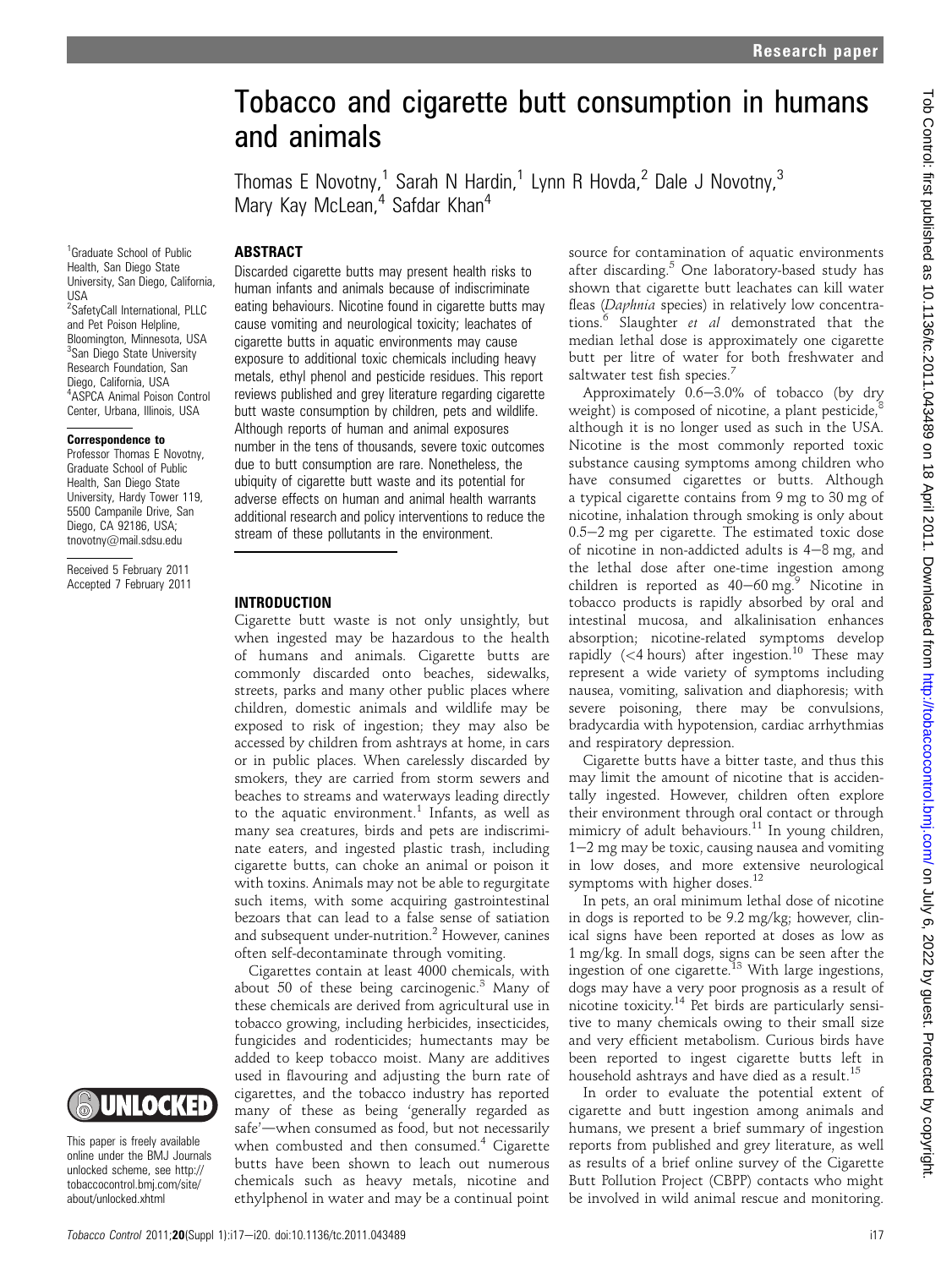# Tobacco and cigarette butt consumption in humans and animals

Thomas E Novotny,[1] Sarah N Hardin,[1] Lynn R Hovda,[2] Dale J Novotny,[3] Mary Kay McLean,[4] Safdar Khan[4]

[1]Graduate School of Public Health, San Diego State University, San Diego, California, USA
[2]SafetyCall International, PLLC and Pet Poison Helpline, Bloomington, Minnesota, USA
[3]San Diego State University Research Foundation, San Diego, California, USA
[4]ASPCA Animal Poison Control Center, Urbana, Illinois, USA

**Correspondence to**
Professor Thomas E Novotny, Graduate School of Public Health, San Diego State University, Hardy Tower 119, 5500 Campanile Drive, San Diego, CA 92186, USA; tnovotny@mail.sdsu.edu

Received 5 February 2011
Accepted 7 February 2011

This paper is freely available online under the BMJ Journals unlocked scheme, see http://tobaccocontrol.bmj.com/site/about/unlocked.xhtml

## ABSTRACT

Discarded cigarette butts may present health risks to human infants and animals because of indiscriminate eating behaviours. Nicotine found in cigarette butts may cause vomiting and neurological toxicity; leachates of cigarette butts in aquatic environments may cause exposure to additional toxic chemicals including heavy metals, ethyl phenol and pesticide residues. This report reviews published and grey literature regarding cigarette butt waste consumption by children, pets and wildlife. Although reports of human and animal exposures number in the tens of thousands, severe toxic outcomes due to butt consumption are rare. Nonetheless, the ubiquity of cigarette butt waste and its potential for adverse effects on human and animal health warrants additional research and policy interventions to reduce the stream of these pollutants in the environment.

## INTRODUCTION

Cigarette butt waste is not only unsightly, but when ingested may be hazardous to the health of humans and animals. Cigarette butts are commonly discarded onto beaches, sidewalks, streets, parks and many other public places where children, domestic animals and wildlife may be exposed to risk of ingestion; they may also be accessed by children from ashtrays at home, in cars or in public places. When carelessly discarded by smokers, they are carried from storm sewers and beaches to streams and waterways leading directly to the aquatic environment.[1] Infants, as well as many sea creatures, birds and pets are indiscriminate eaters, and ingested plastic trash, including cigarette butts, can choke an animal or poison it with toxins. Animals may not be able to regurgitate such items, with some acquiring gastrointestinal bezoars that can lead to a false sense of satiation and subsequent under-nutrition.[2] However, canines often self-decontaminate through vomiting.

Cigarettes contain at least 4000 chemicals, with about 50 of these being carcinogenic.[3] Many of these chemicals are derived from agricultural use in tobacco growing, including herbicides, insecticides, fungicides and rodenticides; humectants may be added to keep tobacco moist. Many are additives used in flavouring and adjusting the burn rate of cigarettes, and the tobacco industry has reported many of these as being 'generally regarded as safe'—when consumed as food, but not necessarily when combusted and then consumed.[4] Cigarette butts have been shown to leach out numerous chemicals such as heavy metals, nicotine and ethylphenol in water and may be a continual point source for contamination of aquatic environments after discarding.[5] One laboratory-based study has shown that cigarette butt leachates can kill water fleas (*Daphnia* species) in relatively low concentrations.[6] Slaughter *et al* demonstrated that the median lethal dose is approximately one cigarette butt per litre of water for both freshwater and saltwater test fish species.[7]

Approximately 0.6–3.0% of tobacco (by dry weight) is composed of nicotine, a plant pesticide,[8] although it is no longer used as such in the USA. Nicotine is the most commonly reported toxic substance causing symptoms among children who have consumed cigarettes or butts. Although a typical cigarette contains from 9 mg to 30 mg of nicotine, inhalation through smoking is only about 0.5–2 mg per cigarette. The estimated toxic dose of nicotine in non-addicted adults is 4–8 mg, and the lethal dose after one-time ingestion among children is reported as 40–60 mg.[9] Nicotine in tobacco products is rapidly absorbed by oral and intestinal mucosa, and alkalinisation enhances absorption; nicotine-related symptoms develop rapidly (<4 hours) after ingestion.[10] These may represent a wide variety of symptoms including nausea, vomiting, salivation and diaphoresis; with severe poisoning, there may be convulsions, bradycardia with hypotension, cardiac arrhythmias and respiratory depression.

Cigarette butts have a bitter taste, and thus this may limit the amount of nicotine that is accidentally ingested. However, children often explore their environment through oral contact or through mimicry of adult behaviours.[11] In young children, 1–2 mg may be toxic, causing nausea and vomiting in low doses, and more extensive neurological symptoms with higher doses.[12]

In pets, an oral minimum lethal dose of nicotine in dogs is reported to be 9.2 mg/kg; however, clinical signs have been reported at doses as low as 1 mg/kg. In small dogs, signs can be seen after the ingestion of one cigarette.[13] With large ingestions, dogs may have a very poor prognosis as a result of nicotine toxicity.[14] Pet birds are particularly sensitive to many chemicals owing to their small size and very efficient metabolism. Curious birds have been reported to ingest cigarette butts left in household ashtrays and have died as a result.[15]

In order to evaluate the potential extent of cigarette and butt ingestion among animals and humans, we present a brief summary of ingestion reports from published and grey literature, as well as results of a brief online survey of the Cigarette Butt Pollution Project (CBPP) contacts who might be involved in wild animal rescue and monitoring.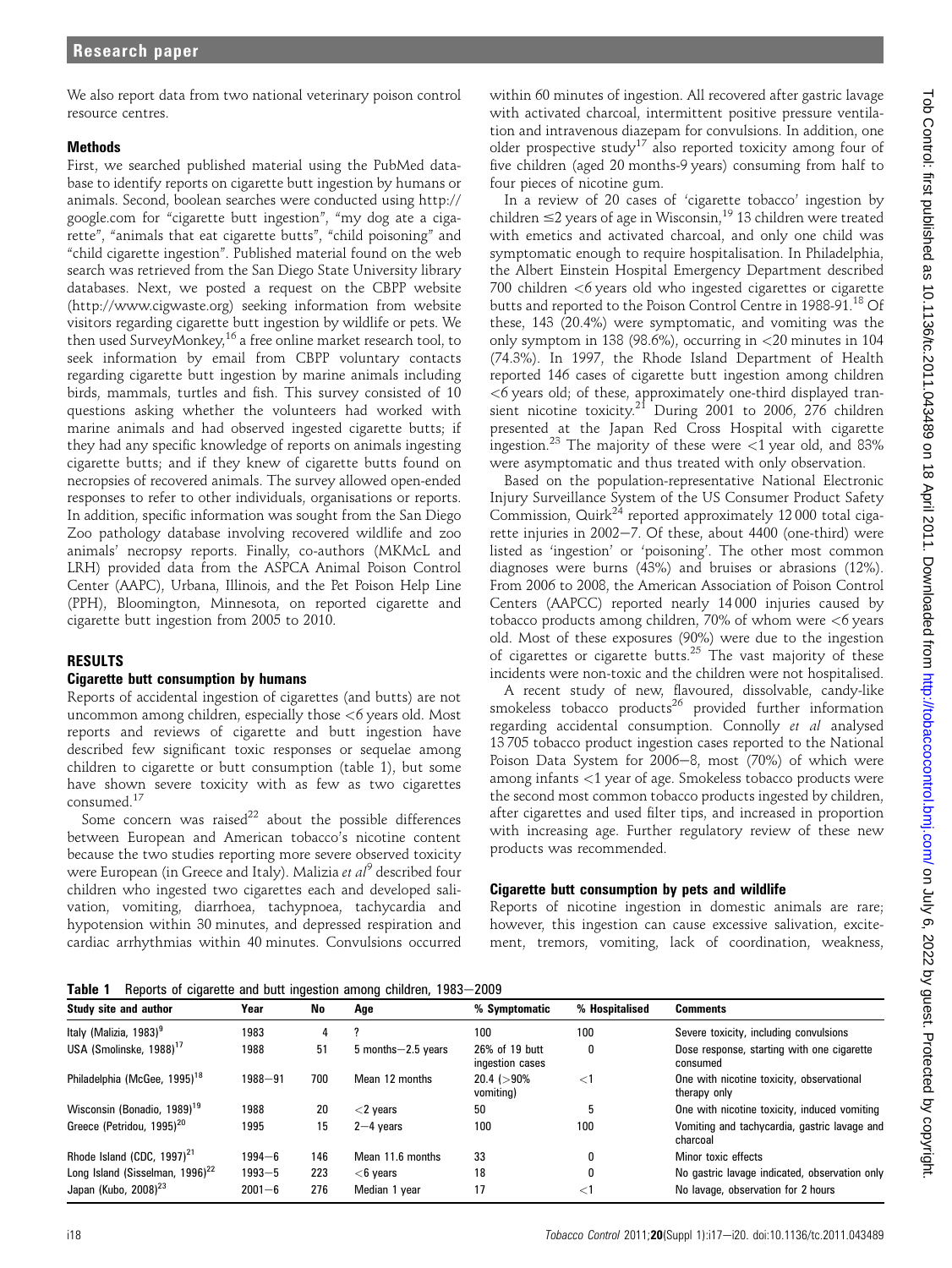We also report data from two national veterinary poison control resource centres.

## Methods

First, we searched published material using the PubMed database to identify reports on cigarette butt ingestion by humans or animals. Second, boolean searches were conducted using http://google.com for "cigarette butt ingestion", "my dog ate a cigarette", "animals that eat cigarette butts", "child poisoning" and "child cigarette ingestion". Published material found on the web search was retrieved from the San Diego State University library databases. Next, we posted a request on the CBPP website (http://www.cigwaste.org) seeking information from website visitors regarding cigarette butt ingestion by wildlife or pets. We then used SurveyMonkey,[16] a free online market research tool, to seek information by email from CBPP voluntary contacts regarding cigarette butt ingestion by marine animals including birds, mammals, turtles and fish. This survey consisted of 10 questions asking whether the volunteers had worked with marine animals and had observed ingested cigarette butts; if they had any specific knowledge of reports on animals ingesting cigarette butts; and if they knew of cigarette butts found on necropsies of recovered animals. The survey allowed open-ended responses to refer to other individuals, organisations or reports. In addition, specific information was sought from the San Diego Zoo pathology database involving recovered wildlife and zoo animals' necropsy reports. Finally, co-authors (MKMcL and LRH) provided data from the ASPCA Animal Poison Control Center (AAPC), Urbana, Illinois, and the Pet Poison Help Line (PPH), Bloomington, Minnesota, on reported cigarette and cigarette butt ingestion from 2005 to 2010.

## RESULTS

### Cigarette butt consumption by humans

Reports of accidental ingestion of cigarettes (and butts) are not uncommon among children, especially those <6 years old. Most reports and reviews of cigarette and butt ingestion have described few significant toxic responses or sequelae among children to cigarette or butt consumption (table 1), but some have shown severe toxicity with as few as two cigarettes consumed.[17]

Some concern was raised[22] about the possible differences between European and American tobacco's nicotine content because the two studies reporting more severe observed toxicity were European (in Greece and Italy). Malizia *et al*[9] described four children who ingested two cigarettes each and developed salivation, vomiting, diarrhoea, tachypnoea, tachycardia and hypotension within 30 minutes, and depressed respiration and cardiac arrhythmias within 40 minutes. Convulsions occurred within 60 minutes of ingestion. All recovered after gastric lavage with activated charcoal, intermittent positive pressure ventilation and intravenous diazepam for convulsions. In addition, one older prospective study[17] also reported toxicity among four of five children (aged 20 months-9 years) consuming from half to four pieces of nicotine gum.

In a review of 20 cases of 'cigarette tobacco' ingestion by children ≤2 years of age in Wisconsin,[19] 13 children were treated with emetics and activated charcoal, and only one child was symptomatic enough to require hospitalisation. In Philadelphia, the Albert Einstein Hospital Emergency Department described 700 children <6 years old who ingested cigarettes or cigarette butts and reported to the Poison Control Centre in 1988-91.[18] Of these, 143 (20.4%) were symptomatic, and vomiting was the only symptom in 138 (98.6%), occurring in <20 minutes in 104 (74.3%). In 1997, the Rhode Island Department of Health reported 146 cases of cigarette butt ingestion among children <6 years old; of these, approximately one-third displayed transient nicotine toxicity.[21] During 2001 to 2006, 276 children presented at the Japan Red Cross Hospital with cigarette ingestion.[23] The majority of these were <1 year old, and 83% were asymptomatic and thus treated with only observation.

Based on the population-representative National Electronic Injury Surveillance System of the US Consumer Product Safety Commission, Quirk[24] reported approximately 12 000 total cigarette injuries in 2002–7. Of these, about 4400 (one-third) were listed as 'ingestion' or 'poisoning'. The other most common diagnoses were burns (43%) and bruises or abrasions (12%). From 2006 to 2008, the American Association of Poison Control Centers (AAPCC) reported nearly 14 000 injuries caused by tobacco products among children, 70% of whom were <6 years old. Most of these exposures (90%) were due to the ingestion of cigarettes or cigarette butts.[25] The vast majority of these incidents were non-toxic and the children were not hospitalised.

A recent study of new, flavoured, dissolvable, candy-like smokeless tobacco products[26] provided further information regarding accidental consumption. Connolly *et al* analysed 13 705 tobacco product ingestion cases reported to the National Poison Data System for 2006–8, most (70%) of which were among infants <1 year of age. Smokeless tobacco products were the second most common tobacco products ingested by children, after cigarettes and used filter tips, and increased in proportion with increasing age. Further regulatory review of these new products was recommended.

### Cigarette butt consumption by pets and wildlife

Reports of nicotine ingestion in domestic animals are rare; however, this ingestion can cause excessive salivation, excitement, tremors, vomiting, lack of coordination, weakness,

**Table 1** Reports of cigarette and butt ingestion among children, 1983–2009

| Study site and author | Year | No | Age | % Symptomatic | % Hospitalised | Comments |
|---|---|---|---|---|---|---|
| Italy (Malizia, 1983)[9] | 1983 | 4 | ? | 100 | 100 | Severe toxicity, including convulsions |
| USA (Smolinske, 1988)[17] | 1988 | 51 | 5 months–2.5 years | 26% of 19 butt ingestion cases | 0 | Dose response, starting with one cigarette consumed |
| Philadelphia (McGee, 1995)[18] | 1988–91 | 700 | Mean 12 months | 20.4 (>90% vomiting) | <1 | One with nicotine toxicity, observational therapy only |
| Wisconsin (Bonadio, 1989)[19] | 1988 | 20 | <2 years | 50 | 5 | One with nicotine toxicity, induced vomiting |
| Greece (Petridou, 1995)[20] | 1995 | 15 | 2–4 years | 100 | 100 | Vomiting and tachycardia, gastric lavage and charcoal |
| Rhode Island (CDC, 1997)[21] | 1994–6 | 146 | Mean 11.6 months | 33 | 0 | Minor toxic effects |
| Long Island (Sisselman, 1996)[22] | 1993–5 | 223 | <6 years | 18 | 0 | No gastric lavage indicated, observation only |
| Japan (Kubo, 2008)[23] | 2001–6 | 276 | Median 1 year | 17 | <1 | No lavage, observation for 2 hours |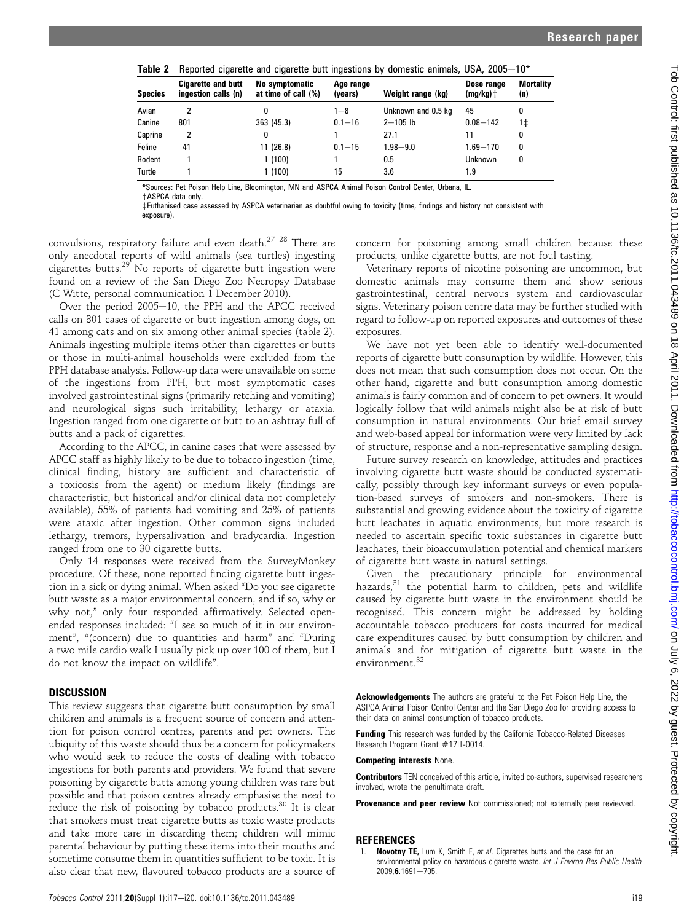**Table 2** Reported cigarette and cigarette butt ingestions by domestic animals, USA, 2005–10*

| Species | Cigarette and butt ingestion calls (n) | No symptomatic at time of call (%) | Age range (years) | Weight range (kg) | Dose range (mg/kg)† | Mortality (n) |
|---|---|---|---|---|---|---|
| Avian | 2 | 0 | 1–8 | Unknown and 0.5 kg | 45 | 0 |
| Canine | 801 | 363 (45.3) | 0.1–16 | 2–105 lb | 0.08–142 | 1‡ |
| Caprine | 2 | 0 | 1 | 27.1 | 11 | 0 |
| Feline | 41 | 11 (26.8) | 0.1–15 | 1.98–9.0 | 1.69–170 | 0 |
| Rodent | 1 | 1 (100) | 1 | 0.5 | Unknown | 0 |
| Turtle | 1 | 1 (100) | 15 | 3.6 | 1.9 | |

*Sources: Pet Poison Help Line, Bloomington, MN and ASPCA Animal Poison Control Center, Urbana, IL.
†ASPCA data only.
‡Euthanised case assessed by ASPCA veterinarian as doubtful owing to toxicity (time, findings and history not consistent with exposure).

convulsions, respiratory failure and even death.[27] [28] There are only anecdotal reports of wild animals (sea turtles) ingesting cigarettes butts.[29] No reports of cigarette butt ingestion were found on a review of the San Diego Zoo Necropsy Database (C Witte, personal communication 1 December 2010).

Over the period 2005–10, the PPH and the APCC received calls on 801 cases of cigarette or butt ingestion among dogs, on 41 among cats and on six among other animal species (table 2). Animals ingesting multiple items other than cigarettes or butts or those in multi-animal households were excluded from the PPH database analysis. Follow-up data were unavailable on some of the ingestions from PPH, but most symptomatic cases involved gastrointestinal signs (primarily retching and vomiting) and neurological signs such irritability, lethargy or ataxia. Ingestion ranged from one cigarette or butt to an ashtray full of butts and a pack of cigarettes.

According to the APCC, in canine cases that were assessed by APCC staff as highly likely to be due to tobacco ingestion (time, clinical finding, history are sufficient and characteristic of a toxicosis from the agent) or medium likely (findings are characteristic, but historical and/or clinical data not completely available), 55% of patients had vomiting and 25% of patients were ataxic after ingestion. Other common signs included lethargy, tremors, hypersalivation and bradycardia. Ingestion ranged from one to 30 cigarette butts.

Only 14 responses were received from the SurveyMonkey procedure. Of these, none reported finding cigarette butt ingestion in a sick or dying animal. When asked "Do you see cigarette butt waste as a major environmental concern, and if so, why or why not," only four responded affirmatively. Selected open-ended responses included: "I see so much of it in our environment", "(concern) due to quantities and harm" and "During a two mile cardio walk I usually pick up over 100 of them, but I do not know the impact on wildlife".

## DISCUSSION

This review suggests that cigarette butt consumption by small children and animals is a frequent source of concern and attention for poison control centres, parents and pet owners. The ubiquity of this waste should thus be a concern for policymakers who would seek to reduce the costs of dealing with tobacco ingestions for both parents and providers. We found that severe poisoning by cigarette butts among young children was rare but possible and that poison centres already emphasise the need to reduce the risk of poisoning by tobacco products.[30] It is clear that smokers must treat cigarette butts as toxic waste products and take more care in discarding them; children will mimic parental behaviour by putting these items into their mouths and sometime consume them in quantities sufficient to be toxic. It is also clear that new, flavoured tobacco products are a source of concern for poisoning among small children because these products, unlike cigarette butts, are not foul tasting.

Veterinary reports of nicotine poisoning are uncommon, but domestic animals may consume them and show serious gastrointestinal, central nervous system and cardiovascular signs. Veterinary poison centre data may be further studied with regard to follow-up on reported exposures and outcomes of these exposures.

We have not yet been able to identify well-documented reports of cigarette butt consumption by wildlife. However, this does not mean that such consumption does not occur. On the other hand, cigarette and butt consumption among domestic animals is fairly common and of concern to pet owners. It would logically follow that wild animals might also be at risk of butt consumption in natural environments. Our brief email survey and web-based appeal for information were very limited by lack of structure, response and a non-representative sampling design.

Future survey research on knowledge, attitudes and practices involving cigarette butt waste should be conducted systematically, possibly through key informant surveys or even population-based surveys of smokers and non-smokers. There is substantial and growing evidence about the toxicity of cigarette butt leachates in aquatic environments, but more research is needed to ascertain specific toxic substances in cigarette butt leachates, their bioaccumulation potential and chemical markers of cigarette butt waste in natural settings.

Given the precautionary principle for environmental hazards,[31] the potential harm to children, pets and wildlife caused by cigarette butt waste in the environment should be recognised. This concern might be addressed by holding accountable tobacco producers for costs incurred for medical care expenditures caused by butt consumption by children and animals and for mitigation of cigarette butt waste in the environment.[32]

**Acknowledgements** The authors are grateful to the Pet Poison Help Line, the ASPCA Animal Poison Control Center and the San Diego Zoo for providing access to their data on animal consumption of tobacco products.

**Funding** This research was funded by the California Tobacco-Related Diseases Research Program Grant #17IT-0014.

**Competing interests** None.

**Contributors** TEN conceived of this article, invited co-authors, supervised researchers involved, wrote the penultimate draft.

**Provenance and peer review** Not commissioned; not externally peer reviewed.

## REFERENCES

1. **Novotny TE**, Lum K, Smith E, *et al*. Cigarettes butts and the case for an environmental policy on hazardous cigarette waste. *Int J Environ Res Public Health* 2009;**6**:1691–705.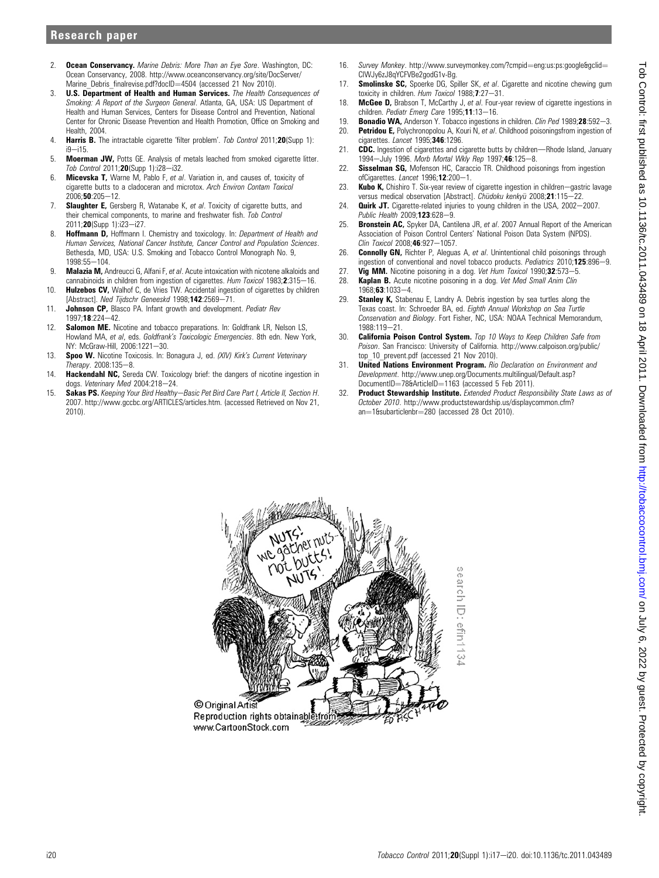2. **Ocean Conservancy.** *Marine Debris: More Than an Eye Sore*. Washington, DC: Ocean Conservancy, 2008. http://www.oceanconservancy.org/site/DocServer/Marine_Debris_finalrevise.pdf?docID=4504 (accessed 21 Nov 2010).
3. **U.S. Department of Health and Human Services.** *The Health Consequences of Smoking: A Report of the Surgeon General*. Atlanta, GA, USA: US Department of Health and Human Services, Centers for Disease Control and Prevention, National Center for Chronic Disease Prevention and Health Promotion, Office on Smoking and Health, 2004.
4. **Harris B.** The intractable cigarette 'filter problem'. *Tob Control* 2011;**20**(Supp 1):i9–i15.
5. **Moerman JW,** Potts GE. Analysis of metals leached from smoked cigarette litter. *Tob Control* 2011;**20**(Supp 1):i28–i32.
6. **Micevska T,** Warne M, Pablo F, *et al*. Variation in, and causes of, toxicity of cigarette butts to a cladoceran and microtox. *Arch Environ Contam Toxicol* 2006;**50**:205–12.
7. **Slaughter E,** Gersberg R, Watanabe K, *et al*. Toxicity of cigarette butts, and their chemical components, to marine and freshwater fish. *Tob Control* 2011;**20**(Supp 1):i23–i27.
8. **Hoffmann D,** Hoffmann I. Chemistry and toxicology. In: *Department of Health and Human Services, National Cancer Institute, Cancer Control and Population Sciences*. Bethesda, MD, USA: U.S. Smoking and Tobacco Control Monograph No. 9, 1998:55–104.
9. **Malazia M,** Andreucci G, Alfani F, *et al*. Acute intoxication with nicotene alkaloids and cannabinoids in children from ingestion of cigarettes. *Hum Toxicol* 1983;**2**:315–16.
10. **Hulzebos CV,** Walhof C, de Vries TW. Accidental ingestion of cigarettes by children [Abstract]. *Ned Tijdschr Geneeskd* 1998;**142**:2569–71.
11. **Johnson CP,** Blasco PA. Infant growth and development. *Pediatr Rev* 1997;**18**:224–42.
12. **Salomon ME.** Nicotine and tobacco preparations. In: Goldfrank LR, Nelson LS, Howland MA, *et al*, eds. *Goldfrank's Toxicologic Emergencies*. 8th edn. New York, NY: McGraw-Hill, 2006:1221–30.
13. **Spoo W.** Nicotine Toxicosis. In: Bonagura J, ed. *(XIV) Kirk's Current Veterinary Therapy*. 2008:135–8.
14. **Hackendahl NC,** Sereda CW. Toxicology brief: the dangers of nicotine ingestion in dogs. *Veterinary Med* 2004:218–24.
15. **Sakas PS.** *Keeping Your Bird Healthy—Basic Pet Bird Care Part I, Article II, Section H*. 2007. http://www.gccbc.org/ARTICLES/articles.htm. (accessed Retrieved on Nov 21, 2010).
16. *Survey Monkey*. http://www.surveymonkey.com/?cmpid=eng:us:ps:google&gclid=CIWJy6zJ8qYCFVBe2godG1v-Bg.
17. **Smolinske SC,** Spoerke DG, Spiller SK, *et al*. Cigarette and nicotine chewing gum toxicity in children. *Hum Toxicol* 1988;**7**:27–31.
18. **McGee D,** Brabson T, McCarthy J, *et al*. Four-year review of cigarette ingestions in children. *Pediatr Emerg Care* 1995;**11**:13–16.
19. **Bonadio WA,** Anderson Y. Tobacco ingestions in children. *Clin Ped* 1989;**28**:592–3.
20. **Petridou E,** Polychronopolou A, Kouri N, *et al*. Childhood poisoningsfrom ingestion of cigarettes. *Lancet* 1995;**346**:1296.
21. **CDC.** Ingestion of cigarettes and cigarette butts by children—Rhode Island, January 1994—July 1996. *Morb Mortal Wkly Rep* 1997;**46**:125–8.
22. **Sisselman SG,** Mofenson HC, Caraccio TR. Childhood poisonings from ingestion ofCigarettes. *Lancet* 1996;**12**:200–1.
23. **Kubo K,** Chishiro T. Six-year review of cigarette ingestion in children—gastric lavage versus medical observation [Abstract]. *Chūdoku kenkyū* 2008;**21**:115–22.
24. **Quirk JT.** Cigarette-related injuries to young children in the USA, 2002–2007. *Public Health* 2009;**123**:628–9.
25. **Bronstein AC,** Spyker DA, Cantilena JR, *et al*. 2007 Annual Report of the American Association of Poison Control Centers' National Poison Data System (NPDS). *Clin Toxicol* 2008;**46**:927–1057.
26. **Connolly GN,** Richter P, Aleguas A, *et al*. Unintentional child poisonings through ingestion of conventional and novel tobacco products. *Pediatrics* 2010;**125**:896–9.
27. **Vig MM.** Nicotine poisoning in a dog. *Vet Hum Toxicol* 1990;**32**:573–5.
28. **Kaplan B.** Acute nicotine poisoning in a dog. *Vet Med Small Anim Clin* 1968;**63**:1033–4.
29. **Stanley K,** Stabenau E, Landry A. Debris ingestion by sea turtles along the Texas coast. In: Schroeder BA, ed. *Eighth Annual Workshop on Sea Turtle Conservation and Biology*. Fort Fisher, NC, USA: NOAA Technical Memorandum, 1988:119–21.
30. **California Poison Control System.** *Top 10 Ways to Keep Children Safe from Poison*. San Francisco: University of California. http://www.calpoison.org/public/top_10_prevent.pdf (accessed 21 Nov 2010).
31. **United Nations Environment Program.** *Rio Declaration on Environment and Development*. http://www.unep.org/Documents.multilingual/Default.asp?DocumentID=78&ArticleID=1163 (accessed 5 Feb 2011).
32. **Product Stewardship Institute.** *Extended Product Responsibility State Laws as of October 2010*. http://www.productstewardship.us/displaycommon.cfm?an=1&subarticlenbr=280 (accessed 28 Oct 2010).